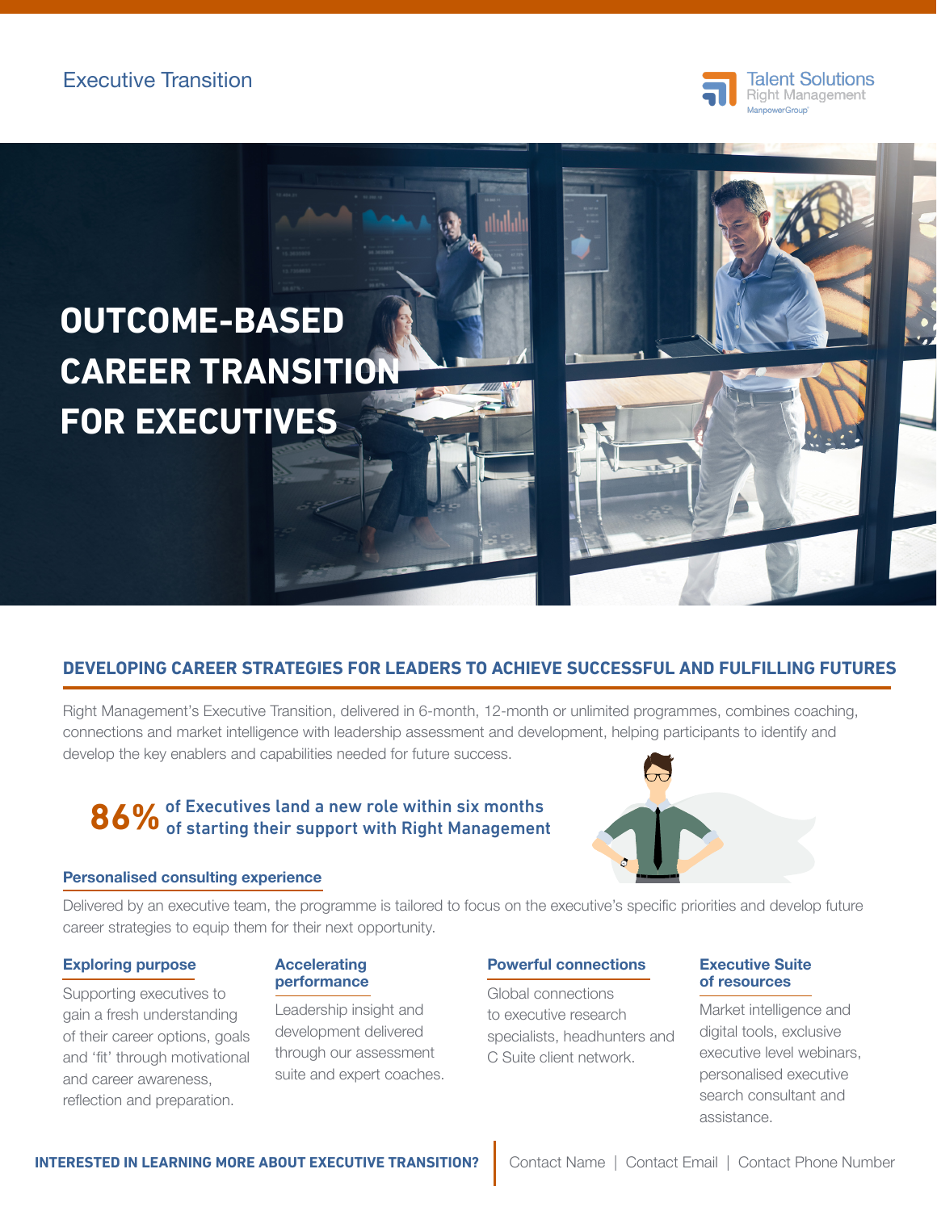Executive Transition

Talent Solutions
Right Management
ManpowerGroup

# OUTCOME-BASED CAREER TRANSITION FOR EXECUTIVES

## DEVELOPING CAREER STRATEGIES FOR LEADERS TO ACHIEVE SUCCESSFUL AND FULFILLING FUTURES

Right Management's Executive Transition, delivered in 6-month, 12-month or unlimited programmes, combines coaching, connections and market intelligence with leadership assessment and development, helping participants to identify and develop the key enablers and capabilities needed for future success.

**86%** of Executives land a new role within six months of starting their support with Right Management

### Personalised consulting experience

Delivered by an executive team, the programme is tailored to focus on the executive's specific priorities and develop future career strategies to equip them for their next opportunity.

### Exploring purpose

Supporting executives to gain a fresh understanding of their career options, goals and 'fit' through motivational and career awareness, reflection and preparation.

### Accelerating performance

Leadership insight and development delivered through our assessment suite and expert coaches.

### Powerful connections

Global connections to executive research specialists, headhunters and C Suite client network.

### Executive Suite of resources

Market intelligence and digital tools, exclusive executive level webinars, personalised executive search consultant and assistance.

**INTERESTED IN LEARNING MORE ABOUT EXECUTIVE TRANSITION?** Contact Name | Contact Email | Contact Phone Number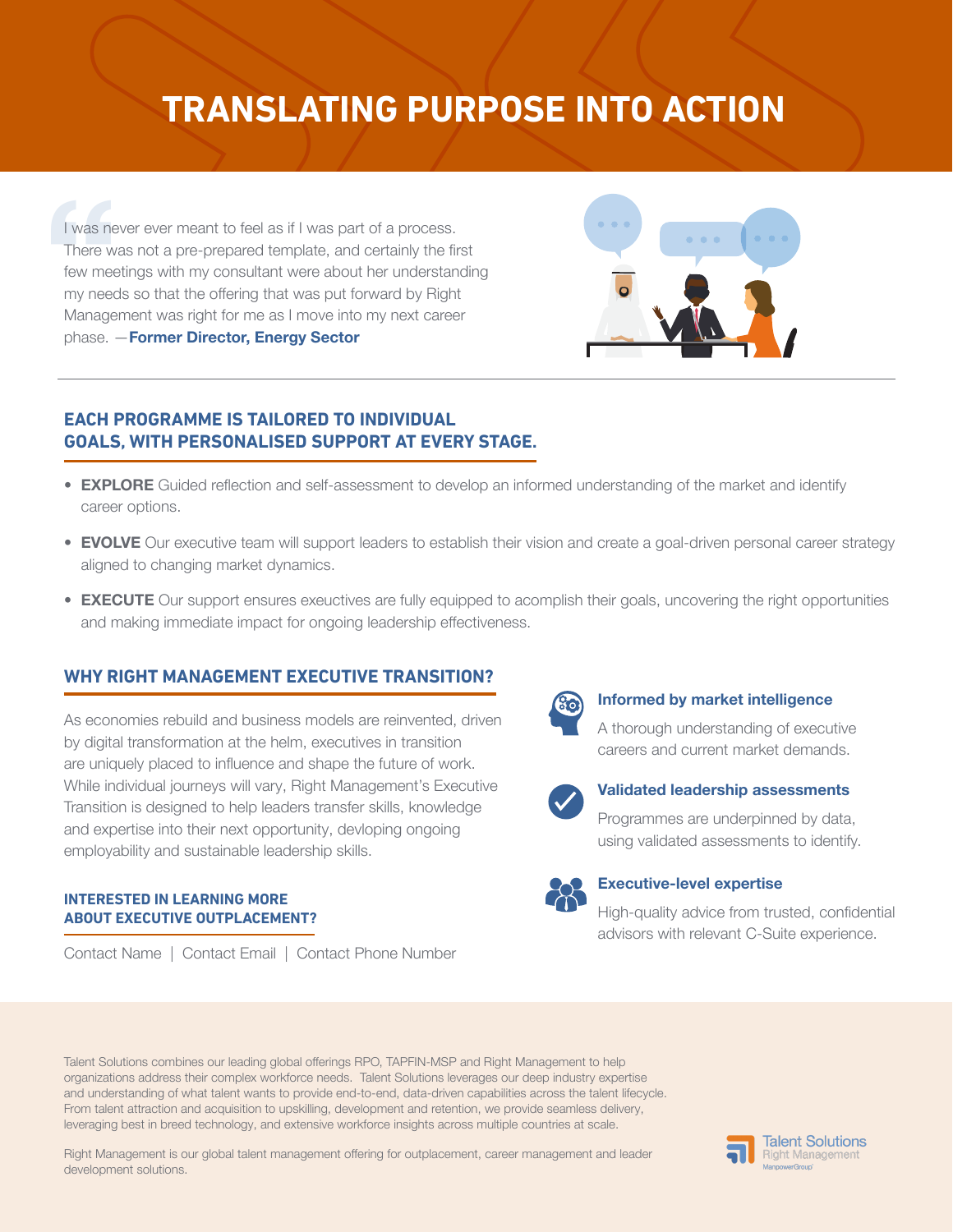# TRANSLATING PURPOSE INTO ACTION

> I was never ever meant to feel as if I was part of a process. There was not a pre-prepared template, and certainly the first few meetings with my consultant were about her understanding my needs so that the offering that was put forward by Right Management was right for me as I move into my next career phase. —**Former Director, Energy Sector**

## EACH PROGRAMME IS TAILORED TO INDIVIDUAL GOALS, WITH PERSONALISED SUPPORT AT EVERY STAGE.

- **EXPLORE** Guided reflection and self-assessment to develop an informed understanding of the market and identify career options.
- **EVOLVE** Our executive team will support leaders to establish their vision and create a goal-driven personal career strategy aligned to changing market dynamics.
- **EXECUTE** Our support ensures exeuctives are fully equipped to acomplish their goals, uncovering the right opportunities and making immediate impact for ongoing leadership effectiveness.

## WHY RIGHT MANAGEMENT EXECUTIVE TRANSITION?

As economies rebuild and business models are reinvented, driven by digital transformation at the helm, executives in transition are uniquely placed to influence and shape the future of work. While individual journeys will vary, Right Management's Executive Transition is designed to help leaders transfer skills, knowledge and expertise into their next opportunity, devloping ongoing employability and sustainable leadership skills.

### Informed by market intelligence

A thorough understanding of executive careers and current market demands.

### Validated leadership assessments

Programmes are underpinned by data, using validated assessments to identify.

### Executive-level expertise

High-quality advice from trusted, confidential advisors with relevant C-Suite experience.

### INTERESTED IN LEARNING MORE ABOUT EXECUTIVE OUTPLACEMENT?

Contact Name | Contact Email | Contact Phone Number

Talent Solutions combines our leading global offerings RPO, TAPFIN-MSP and Right Management to help organizations address their complex workforce needs. Talent Solutions leverages our deep industry expertise and understanding of what talent wants to provide end-to-end, data-driven capabilities across the talent lifecycle. From talent attraction and acquisition to upskilling, development and retention, we provide seamless delivery, leveraging best in breed technology, and extensive workforce insights across multiple countries at scale.

Right Management is our global talent management offering for outplacement, career management and leader development solutions.

Talent Solutions
Right Management
ManpowerGroup